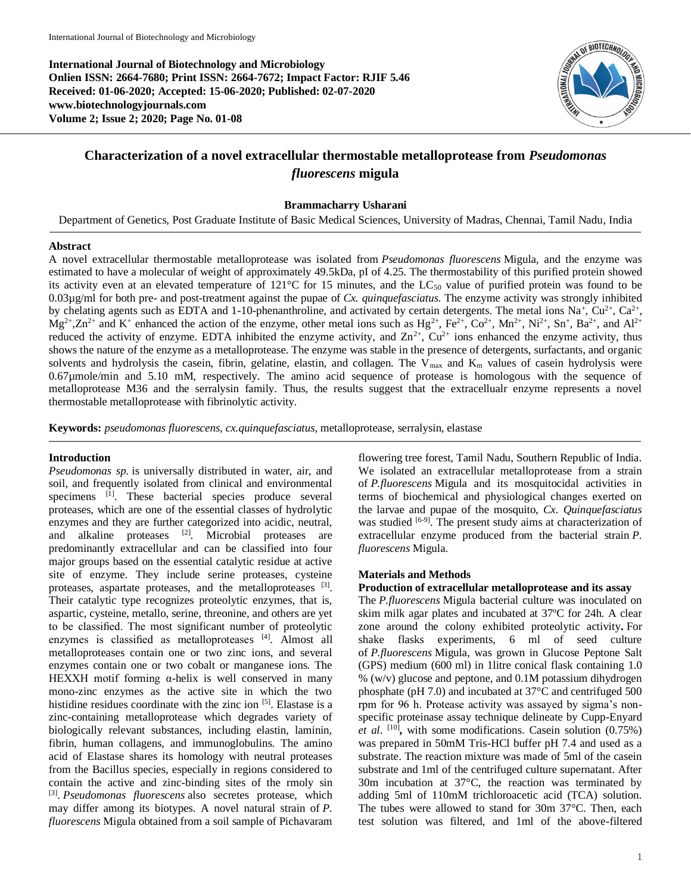International Journal of Biotechnology and Microbiology
**Onlien ISSN: 2664-7680; Print ISSN: 2664-7672; Impact Factor: RJIF 5.46**
**Received: 01-06-2020; Accepted: 15-06-2020; Published: 02-07-2020**
**www.biotechnologyjournals.com**

# Characterization of a novel extracellular thermostable metalloprotease from *Pseudomonas fluorescens* migula

**Brammacharry Usharani**

Department of Genetics, Post Graduate Institute of Basic Medical Sciences, University of Madras, Chennai, Tamil Nadu, India

## Abstract

A novel extracellular thermostable metalloprotease was isolated from *Pseudomonas fluorescens* Migula, and the enzyme was estimated to have a molecular of weight of approximately 49.5kDa, pI of 4.25. The thermostability of this purified protein showed its activity even at an elevated temperature of 121°C for 15 minutes, and the $LC_{50}$ value of purified protein was found to be 0.03µg/ml for both pre- and post-treatment against the pupae of *Cx. quinquefasciatus.* The enzyme activity was strongly inhibited by chelating agents such as EDTA and 1-10-phenanthroline, and activated by certain detergents. The metal ions $Na^{+}$, $Cu^{2+}$, $Ca^{2+}$, $Mg^{2+}$,$Zn^{2+}$ and $K^{+}$ enhanced the action of the enzyme, other metal ions such as $Hg^{2+}$, $Fe^{2+}$, $Co^{2+}$, $Mn^{2+}$, $Ni^{2+}$, $Sn^{+}$, $Ba^{2+}$, and $Al^{2+}$ reduced the activity of enzyme. EDTA inhibited the enzyme activity, and $Zn^{2+}$, $Cu^{2+}$ ions enhanced the enzyme activity, thus shows the nature of the enzyme as a metalloprotease. The enzyme was stable in the presence of detergents, surfactants, and organic solvents and hydrolysis the casein, fibrin, gelatine, elastin, and collagen. The $V_{max}$ and $K_m$ values of casein hydrolysis were 0.67µmole/min and 5.10 mM, respectively. The amino acid sequence of protease is homologous with the sequence of metalloprotease M36 and the serralysin family. Thus, the results suggest that the extracellualr enzyme represents a novel thermostable metalloprotease with fibrinolytic activity.

**Keywords:** *pseudomonas fluorescens, cx.quinquefasciatus,* metalloprotease, serralysin, elastase

## Introduction

*Pseudomonas sp.* is universally distributed in water, air, and soil, and frequently isolated from clinical and environmental specimens [1]. These bacterial species produce several proteases, which are one of the essential classes of hydrolytic enzymes and they are further categorized into acidic, neutral, and alkaline proteases [2]. Microbial proteases are predominantly extracellular and can be classified into four major groups based on the essential catalytic residue at active site of enzyme. They include serine proteases, cysteine proteases, aspartate proteases, and the metalloproteases [3]. Their catalytic type recognizes proteolytic enzymes, that is, aspartic, cysteine, metallo, serine, threonine, and others are yet to be classified. The most significant number of proteolytic enzymes is classified as metalloproteases [4]. Almost all metalloproteases contain one or two zinc ions, and several enzymes contain one or two cobalt or manganese ions. The HEXXH motif forming α-helix is well conserved in many mono-zinc enzymes as the active site in which the two histidine residues coordinate with the zinc ion [5]. Elastase is a zinc-containing metalloprotease which degrades variety of biologically relevant substances, including elastin, laminin, fibrin, human collagens, and immunoglobulins. The amino acid of Elastase shares its homology with neutral proteases from the Bacillus species, especially in regions considered to contain the active and zinc-binding sites of the rmoly sin [3]. *Pseudomonas fluorescens* also secretes protease, which may differ among its biotypes. A novel natural strain of *P. fluorescens* Migula obtained from a soil sample of Pichavaram flowering tree forest, Tamil Nadu, Southern Republic of India. We isolated an extracellular metalloprotease from a strain of *P.fluorescens* Migula and its mosquitocidal activities in terms of biochemical and physiological changes exerted on the larvae and pupae of the mosquito, *Cx. Quinquefasciatus* was studied [6-9]. The present study aims at characterization of extracellular enzyme produced from the bacterial strain *P. fluorescens* Migula.

## Materials and Methods

### Production of extracellular metalloprotease and its assay

The *P.fluorescens* Migula bacterial culture was inoculated on skim milk agar plates and incubated at 37ºC for 24h. A clear zone around the colony exhibited proteolytic activity**.** For shake flasks experiments, 6 ml of seed culture of *P.fluorescens* Migula, was grown in Glucose Peptone Salt (GPS) medium (600 ml) in 1litre conical flask containing 1.0 % (w/v) glucose and peptone, and 0.1M potassium dihydrogen phosphate (pH 7.0) and incubated at 37°C and centrifuged 500 rpm for 96 h. Protease activity was assayed by sigma's non-specific proteinase assay technique delineate by Cupp-Enyard *et al*. [10]**,** with some modifications. Casein solution (0.75%) was prepared in 50mM Tris-HCl buffer pH 7.4 and used as a substrate. The reaction mixture was made of 5ml of the casein substrate and 1ml of the centrifuged culture supernatant. After 30m incubation at 37°C, the reaction was terminated by adding 5ml of 110mM trichloroacetic acid (TCA) solution. The tubes were allowed to stand for 30m 37°C. Then, each test solution was filtered, and 1ml of the above-filtered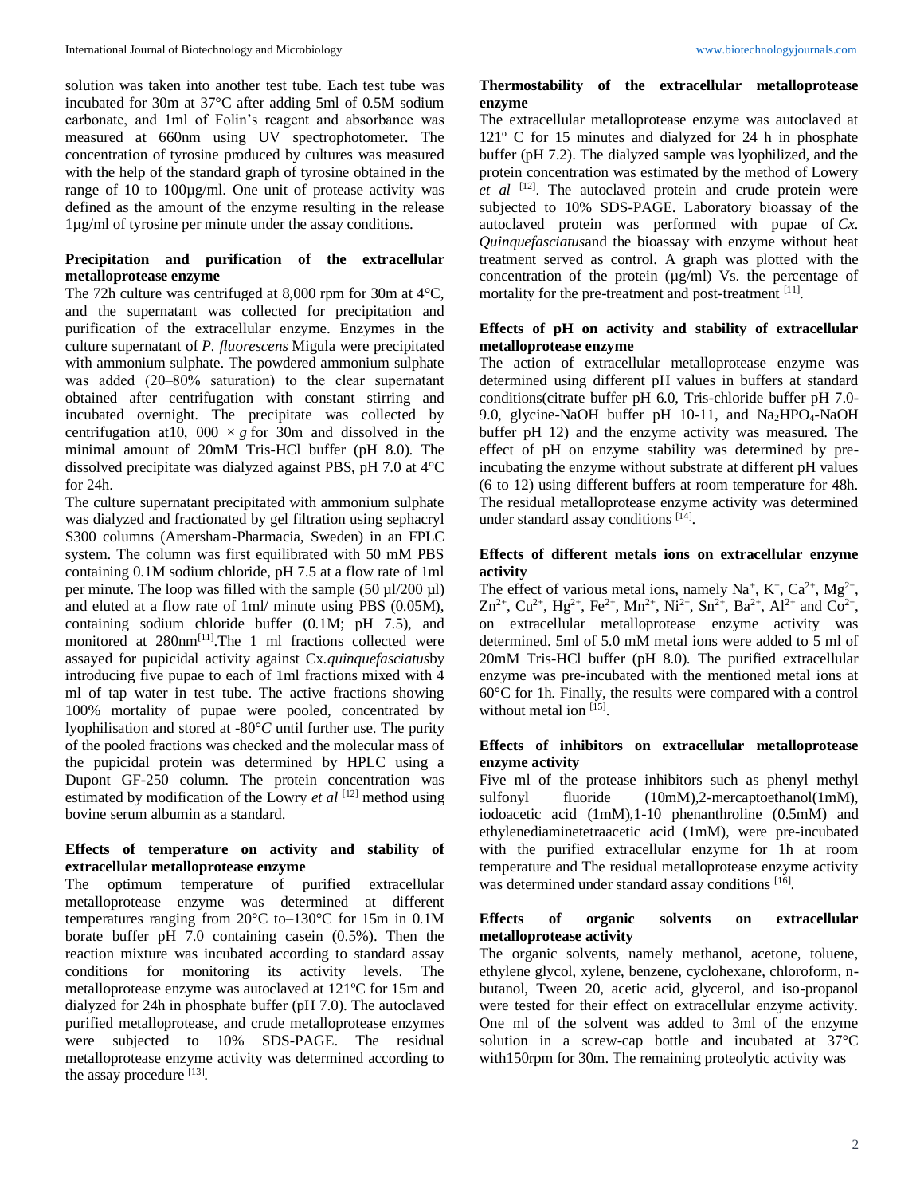solution was taken into another test tube. Each test tube was incubated for 30m at 37°C after adding 5ml of 0.5M sodium carbonate, and 1ml of Folin's reagent and absorbance was measured at 660nm using UV spectrophotometer. The concentration of tyrosine produced by cultures was measured with the help of the standard graph of tyrosine obtained in the range of 10 to 100µg/ml. One unit of protease activity was defined as the amount of the enzyme resulting in the release 1µg/ml of tyrosine per minute under the assay conditions.

### Precipitation and purification of the extracellular metalloprotease enzyme

The 72h culture was centrifuged at 8,000 rpm for 30m at 4°C, and the supernatant was collected for precipitation and purification of the extracellular enzyme. Enzymes in the culture supernatant of *P. fluorescens* Migula were precipitated with ammonium sulphate. The powdered ammonium sulphate was added (20–80% saturation) to the clear supernatant obtained after centrifugation with constant stirring and incubated overnight. The precipitate was collected by centrifugation at10, 000 × *g* for 30m and dissolved in the minimal amount of 20mM Tris-HCl buffer (pH 8.0). The dissolved precipitate was dialyzed against PBS, pH 7.0 at 4°C for 24h.

The culture supernatant precipitated with ammonium sulphate was dialyzed and fractionated by gel filtration using sephacryl S300 columns (Amersham-Pharmacia, Sweden) in an FPLC system. The column was first equilibrated with 50 mM PBS containing 0.1M sodium chloride, pH 7.5 at a flow rate of 1ml per minute. The loop was filled with the sample (50 µl/200 µl) and eluted at a flow rate of 1ml/ minute using PBS (0.05M), containing sodium chloride buffer (0.1M; pH 7.5), and monitored at 280nm[11].The 1 ml fractions collected were assayed for pupicidal activity against Cx.*quinquefasciatus*by introducing five pupae to each of 1ml fractions mixed with 4 ml of tap water in test tube. The active fractions showing 100% mortality of pupae were pooled, concentrated by lyophilisation and stored at -80°*C* until further use. The purity of the pooled fractions was checked and the molecular mass of the pupicidal protein was determined by HPLC using a Dupont GF-250 column. The protein concentration was estimated by modification of the Lowry *et al* [12] method using bovine serum albumin as a standard.

### Effects of temperature on activity and stability of extracellular metalloprotease enzyme

The optimum temperature of purified extracellular metalloprotease enzyme was determined at different temperatures ranging from 20°C to–130°C for 15m in 0.1M borate buffer pH 7.0 containing casein (0.5%). Then the reaction mixture was incubated according to standard assay conditions for monitoring its activity levels. The metalloprotease enzyme was autoclaved at 121ºC for 15m and dialyzed for 24h in phosphate buffer (pH 7.0). The autoclaved purified metalloprotease, and crude metalloprotease enzymes were subjected to 10% SDS-PAGE. The residual metalloprotease enzyme activity was determined according to the assay procedure [13].

### Thermostability of the extracellular metalloprotease enzyme

The extracellular metalloprotease enzyme was autoclaved at 121º C for 15 minutes and dialyzed for 24 h in phosphate buffer (pH 7.2). The dialyzed sample was lyophilized, and the protein concentration was estimated by the method of Lowery *et al* [12]. The autoclaved protein and crude protein were subjected to 10% SDS-PAGE. Laboratory bioassay of the autoclaved protein was performed with pupae of *Cx. Quinquefasciatus*and the bioassay with enzyme without heat treatment served as control. A graph was plotted with the concentration of the protein (µg/ml) Vs. the percentage of mortality for the pre-treatment and post-treatment [11].

### Effects of pH on activity and stability of extracellular metalloprotease enzyme

The action of extracellular metalloprotease enzyme was determined using different pH values in buffers at standard conditions(citrate buffer pH 6.0, Tris-chloride buffer pH 7.0-9.0, glycine-NaOH buffer pH 10-11, and $Na_2HPO_4$-NaOH buffer pH 12) and the enzyme activity was measured. The effect of pH on enzyme stability was determined by pre-incubating the enzyme without substrate at different pH values (6 to 12) using different buffers at room temperature for 48h. The residual metalloprotease enzyme activity was determined under standard assay conditions [14].

### Effects of different metals ions on extracellular enzyme activity

The effect of various metal ions, namely $Na^{+}$, $K^{+}$, $Ca^{2+}$, $Mg^{2+}$, $Zn^{2+}$, $Cu^{2+}$, $Hg^{2+}$, $Fe^{2+}$, $Mn^{2+}$, $Ni^{2+}$, $Sn^{2+}$, $Ba^{2+}$, $Al^{2+}$ and $Co^{2+}$, on extracellular metalloprotease enzyme activity was determined. 5ml of 5.0 mM metal ions were added to 5 ml of 20mM Tris-HCl buffer (pH 8.0). The purified extracellular enzyme was pre-incubated with the mentioned metal ions at 60°C for 1h. Finally, the results were compared with a control without metal ion [15].

### Effects of inhibitors on extracellular metalloprotease enzyme activity

Five ml of the protease inhibitors such as phenyl methyl sulfonyl fluoride (10mM),2-mercaptoethanol(1mM), iodoacetic acid (1mM),1-10 phenanthroline (0.5mM) and ethylenediaminetetraacetic acid (1mM), were pre-incubated with the purified extracellular enzyme for 1h at room temperature and The residual metalloprotease enzyme activity was determined under standard assay conditions [16].

### Effects of organic solvents on extracellular metalloprotease activity

The organic solvents, namely methanol, acetone, toluene, ethylene glycol, xylene, benzene, cyclohexane, chloroform, n-butanol, Tween 20, acetic acid, glycerol, and iso-propanol were tested for their effect on extracellular enzyme activity. One ml of the solvent was added to 3ml of the enzyme solution in a screw-cap bottle and incubated at 37°C with150rpm for 30m. The remaining proteolytic activity was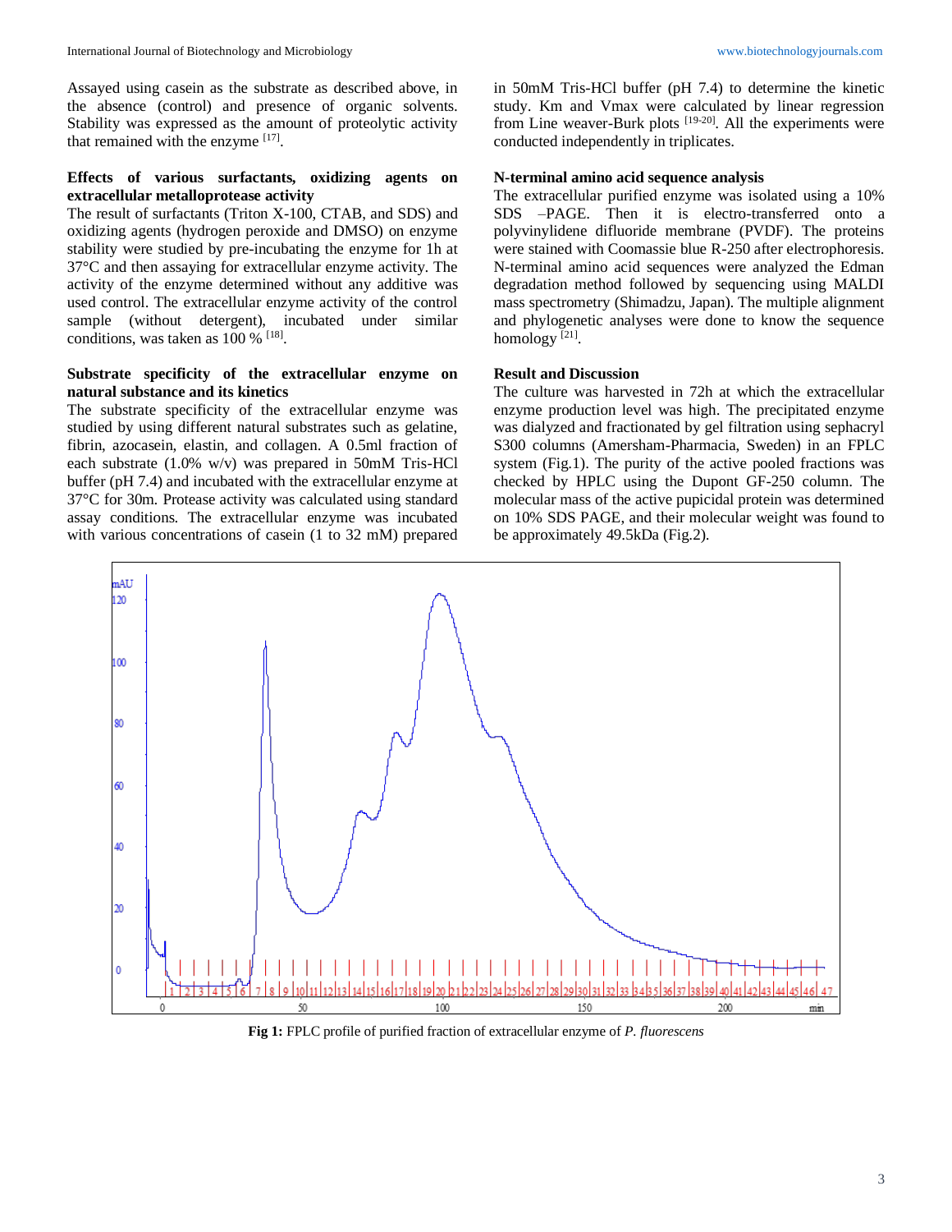Assayed using casein as the substrate as described above, in the absence (control) and presence of organic solvents. Stability was expressed as the amount of proteolytic activity that remained with the enzyme [17].

**Effects of various surfactants, oxidizing agents on extracellular metalloprotease activity**

The result of surfactants (Triton X-100, CTAB, and SDS) and oxidizing agents (hydrogen peroxide and DMSO) on enzyme stability were studied by pre-incubating the enzyme for 1h at 37°C and then assaying for extracellular enzyme activity. The activity of the enzyme determined without any additive was used control. The extracellular enzyme activity of the control sample (without detergent), incubated under similar conditions, was taken as 100 % [18].

**Substrate specificity of the extracellular enzyme on natural substance and its kinetics**

The substrate specificity of the extracellular enzyme was studied by using different natural substrates such as gelatine, fibrin, azocasein, elastin, and collagen. A 0.5ml fraction of each substrate (1.0% w/v) was prepared in 50mM Tris-HCl buffer (pH 7.4) and incubated with the extracellular enzyme at 37°C for 30m. Protease activity was calculated using standard assay conditions. The extracellular enzyme was incubated with various concentrations of casein (1 to 32 mM) prepared in 50mM Tris-HCl buffer (pH 7.4) to determine the kinetic study. Km and Vmax were calculated by linear regression from Line weaver-Burk plots [19-20]. All the experiments were conducted independently in triplicates.

**N-terminal amino acid sequence analysis**

The extracellular purified enzyme was isolated using a 10% SDS –PAGE. Then it is electro-transferred onto a polyvinylidene difluoride membrane (PVDF). The proteins were stained with Coomassie blue R-250 after electrophoresis. N-terminal amino acid sequences were analyzed the Edman degradation method followed by sequencing using MALDI mass spectrometry (Shimadzu, Japan). The multiple alignment and phylogenetic analyses were done to know the sequence homology [21].

## Result and Discussion

The culture was harvested in 72h at which the extracellular enzyme production level was high. The precipitated enzyme was dialyzed and fractionated by gel filtration using sephacryl S300 columns (Amersham-Pharmacia, Sweden) in an FPLC system (Fig.1). The purity of the active pooled fractions was checked by HPLC using the Dupont GF-250 column. The molecular mass of the active pupicidal protein was determined on 10% SDS PAGE, and their molecular weight was found to be approximately 49.5kDa (Fig.2).

**Fig 1:** FPLC profile of purified fraction of extracellular enzyme of *P. fluorescens*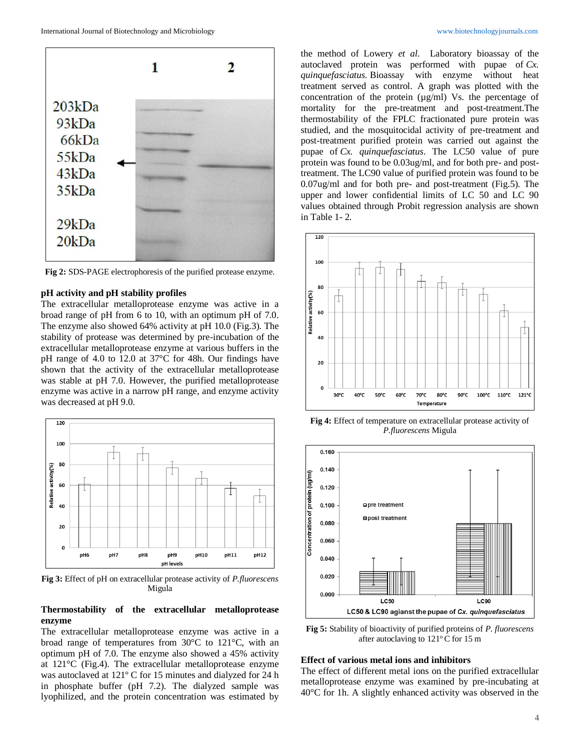Fig 2: SDS-PAGE electrophoresis of the purified protease enzyme.

### pH activity and pH stability profiles

The extracellular metalloprotease enzyme was active in a broad range of pH from 6 to 10, with an optimum pH of 7.0. The enzyme also showed 64% activity at pH 10.0 (Fig.3). The stability of protease was determined by pre-incubation of the extracellular metalloprotease enzyme at various buffers in the pH range of 4.0 to 12.0 at 37°C for 48h. Our findings have shown that the activity of the extracellular metalloprotease was stable at pH 7.0. However, the purified metalloprotease enzyme was active in a narrow pH range, and enzyme activity was decreased at pH 9.0.

**Fig 3:** Effect of pH on extracellular protease activity of *P.fluorescens* Migula

### Thermostability of the extracellular metalloprotease enzyme

The extracellular metalloprotease enzyme was active in a broad range of temperatures from 30°C to 121°C, with an optimum pH of 7.0. The enzyme also showed a 45% activity at 121°C (Fig.4). The extracellular metalloprotease enzyme was autoclaved at 121° C for 15 minutes and dialyzed for 24 h in phosphate buffer (pH 7.2). The dialyzed sample was lyophilized, and the protein concentration was estimated by the method of Lowery *et al*. Laboratory bioassay of the autoclaved protein was performed with pupae of *Cx. quinquefasciatus.* Bioassay with enzyme without heat treatment served as control. A graph was plotted with the concentration of the protein (µg/ml) Vs. the percentage of mortality for the pre-treatment and post-treatment. The thermostability of the FPLC fractionated pure protein was studied, and the mosquitocidal activity of pre-treatment and post-treatment purified protein was carried out against the pupae of *Cx. quinquefasciatus*. The LC50 value of pure protein was found to be 0.03ug/ml, and for both pre- and post-treatment. The LC90 value of purified protein was found to be 0.07ug/ml and for both pre- and post-treatment (Fig.5). The upper and lower confidential limits of LC 50 and LC 90 values obtained through Probit regression analysis are shown in Table 1- 2.

**Fig 4:** Effect of temperature on extracellular protease activity of *P.fluorescens* Migula

**Fig 5:** Stability of bioactivity of purified proteins of *P. fluorescens* after autoclaving to 121° C for 15 m

### Effect of various metal ions and inhibitors

The effect of different metal ions on the purified extracellular metalloprotease enzyme was examined by pre-incubating at 40°C for 1h. A slightly enhanced activity was observed in the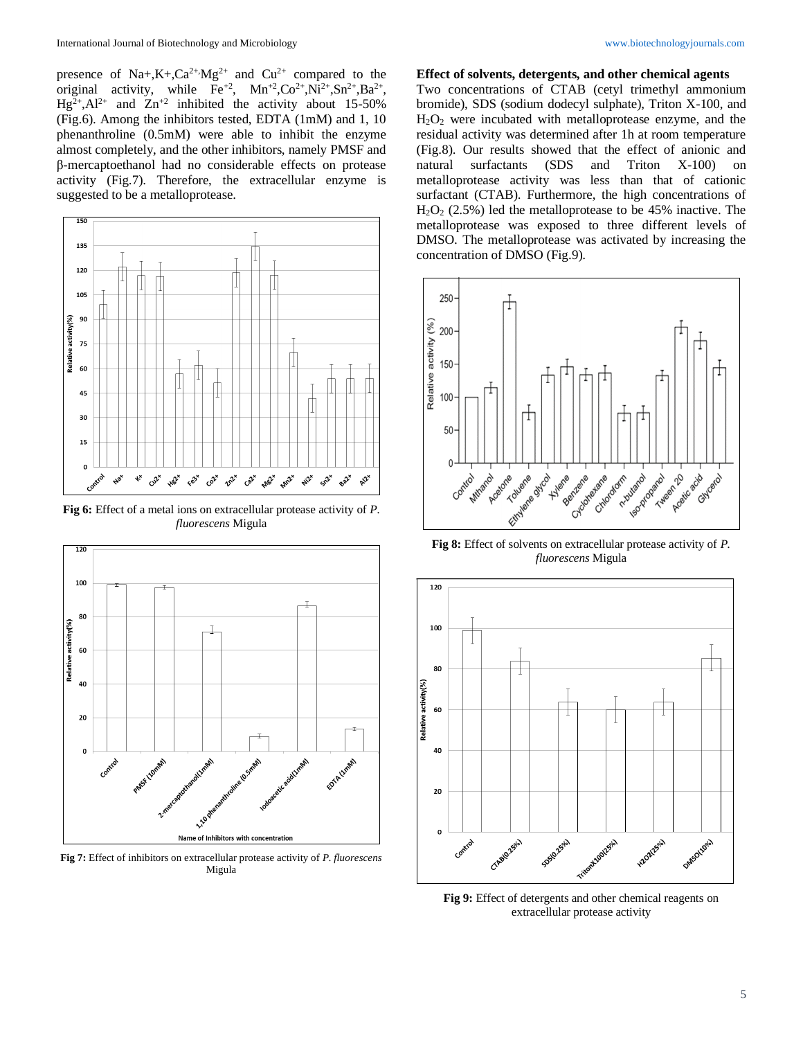presence of Na+,K+,$Ca^{2+}$,$Mg^{2+}$ and $Cu^{2+}$ compared to the original activity, while $Fe^{+2}$, $Mn^{+2}$,$Co^{2+}$,$Ni^{2+}$,$Sn^{2+}$,$Ba^{2+}$, $Hg^{2+}$,$Al^{2+}$ and $Zn^{+2}$ inhibited the activity about 15-50% (Fig.6). Among the inhibitors tested, EDTA (1mM) and 1, 10 phenanthroline (0.5mM) were able to inhibit the enzyme almost completely, and the other inhibitors, namely PMSF and β-mercaptoethanol had no considerable effects on protease activity (Fig.7). Therefore, the extracellular enzyme is suggested to be a metalloprotease.

**Fig 6:** Effect of a metal ions on extracellular protease activity of *P. fluorescens* Migula

**Fig 7:** Effect of inhibitors on extracellular protease activity of *P. fluorescens* Migula

**Effect of solvents, detergents, and other chemical agents**

Two concentrations of CTAB (cetyl trimethyl ammonium bromide), SDS (sodium dodecyl sulphate), Triton X-100, and $H_2O_2$ were incubated with metalloprotease enzyme, and the residual activity was determined after 1h at room temperature (Fig.8). Our results showed that the effect of anionic and natural surfactants (SDS and Triton X-100) on metalloprotease activity was less than that of cationic surfactant (CTAB). Furthermore, the high concentrations of $H_2O_2$ (2.5%) led the metalloprotease to be 45% inactive. The metalloprotease was exposed to three different levels of DMSO. The metalloprotease was activated by increasing the concentration of DMSO (Fig.9).

**Fig 8:** Effect of solvents on extracellular protease activity of *P. fluorescens* Migula

**Fig 9:** Effect of detergents and other chemical reagents on extracellular protease activity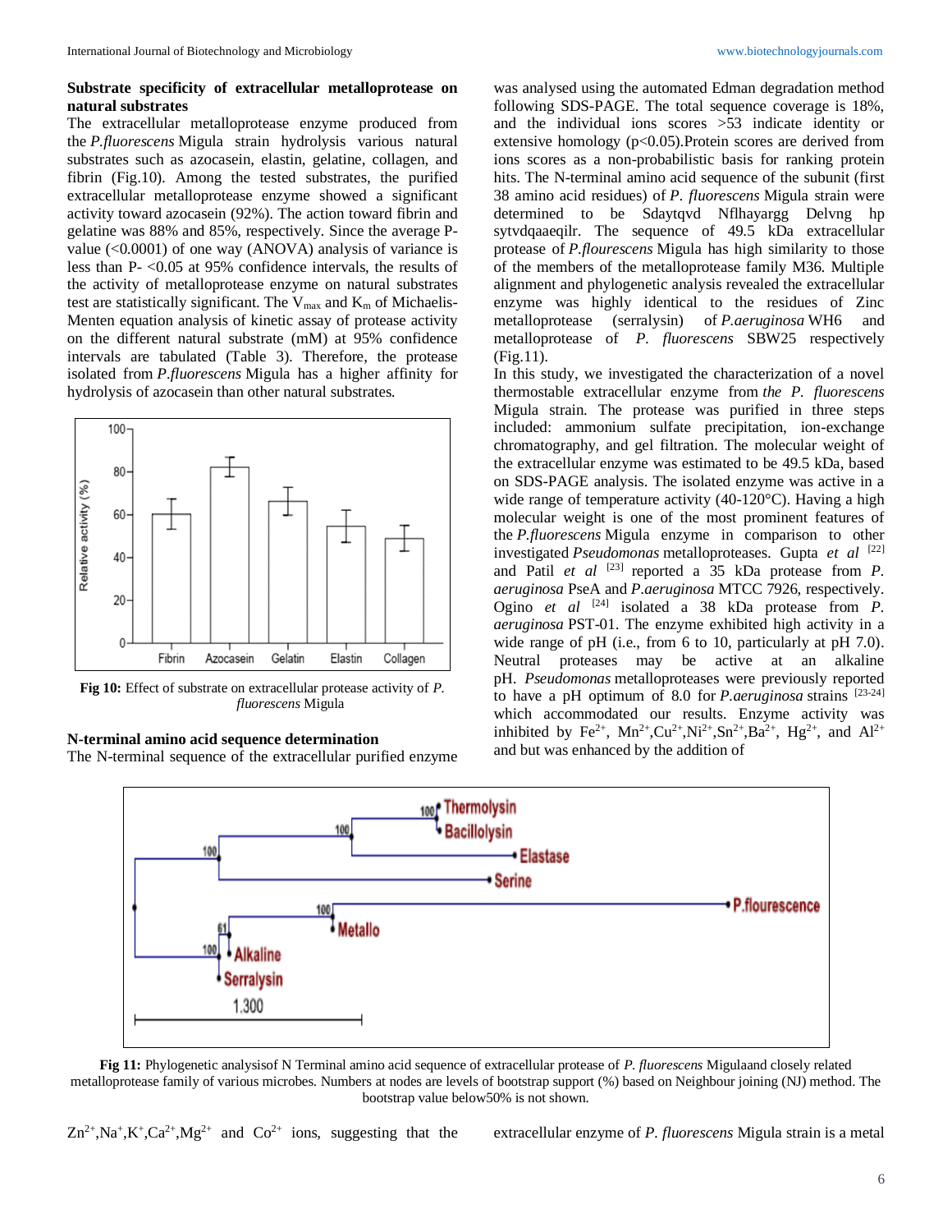**Substrate specificity of extracellular metalloprotease on natural substrates**

The extracellular metalloprotease enzyme produced from the *P.fluorescens* Migula strain hydrolysis various natural substrates such as azocasein, elastin, gelatine, collagen, and fibrin (Fig.10). Among the tested substrates, the purified extracellular metalloprotease enzyme showed a significant activity toward azocasein (92%). The action toward fibrin and gelatine was 88% and 85%, respectively. Since the average P-value (<0.0001) of one way (ANOVA) analysis of variance is less than P- <0.05 at 95% confidence intervals, the results of the activity of metalloprotease enzyme on natural substrates test are statistically significant. The $V_{max}$ and $K_m$ of Michaelis-Menten equation analysis of kinetic assay of protease activity on the different natural substrate (mM) at 95% confidence intervals are tabulated (Table 3). Therefore, the protease isolated from *P.fluorescens* Migula has a higher affinity for hydrolysis of azocasein than other natural substrates.

**Fig 10:** Effect of substrate on extracellular protease activity of *P. fluorescens* Migula

**N-terminal amino acid sequence determination**

The N-terminal sequence of the extracellular purified enzyme was analysed using the automated Edman degradation method following SDS-PAGE. The total sequence coverage is 18%, and the individual ions scores >53 indicate identity or extensive homology (p<0.05).Protein scores are derived from ions scores as a non-probabilistic basis for ranking protein hits. The N-terminal amino acid sequence of the subunit (first 38 amino acid residues) of *P. fluorescens* Migula strain were determined to be Sdaytqvd Nflhayargg Delvng hp sytvdqaaeqilr. The sequence of 49.5 kDa extracellular protease of *P.flourescens* Migula has high similarity to those of the members of the metalloprotease family M36. Multiple alignment and phylogenetic analysis revealed the extracellular enzyme was highly identical to the residues of Zinc metalloprotease (serralysin) of *P.aeruginosa* WH6 and metalloprotease of *P. fluorescens* SBW25 respectively (Fig.11).

In this study, we investigated the characterization of a novel thermostable extracellular enzyme from *the P. fluorescens* Migula strain. The protease was purified in three steps included: ammonium sulfate precipitation, ion-exchange chromatography, and gel filtration. The molecular weight of the extracellular enzyme was estimated to be 49.5 kDa, based on SDS-PAGE analysis. The isolated enzyme was active in a wide range of temperature activity (40-120°C). Having a high molecular weight is one of the most prominent features of the *P.fluorescens* Migula enzyme in comparison to other investigated *Pseudomonas* metalloproteases. Gupta *et al* [22] and Patil *et al* [23] reported a 35 kDa protease from *P. aeruginosa* PseA and *P.aeruginosa* MTCC 7926, respectively. Ogino *et al* [24] isolated a 38 kDa protease from *P. aeruginosa* PST-01. The enzyme exhibited high activity in a wide range of pH (i.e., from 6 to 10, particularly at pH 7.0). Neutral proteases may be active at an alkaline pH. *Pseudomonas* metalloproteases were previously reported to have a pH optimum of 8.0 for *P.aeruginosa* strains [23-24] which accommodated our results. Enzyme activity was inhibited by $Fe^{2+}$, $Mn^{2+}$,$Cu^{2+}$,$Ni^{2+}$,$Sn^{2+}$,$Ba^{2+}$, $Hg^{2+}$, and $Al^{2+}$ and but was enhanced by the addition of

**Fig 11:** Phylogenetic analysisof N Terminal amino acid sequence of extracellular protease of *P. fluorescens* Migulaand closely related metalloprotease family of various microbes. Numbers at nodes are levels of bootstrap support (%) based on Neighbour joining (NJ) method. The bootstrap value below50% is not shown.

$Zn^{2+}$,$Na^{+}$,$K^{+}$,$Ca^{2+}$,$Mg^{2+}$ and $Co^{2+}$ ions, suggesting that the extracellular enzyme of *P. fluorescens* Migula strain is a metal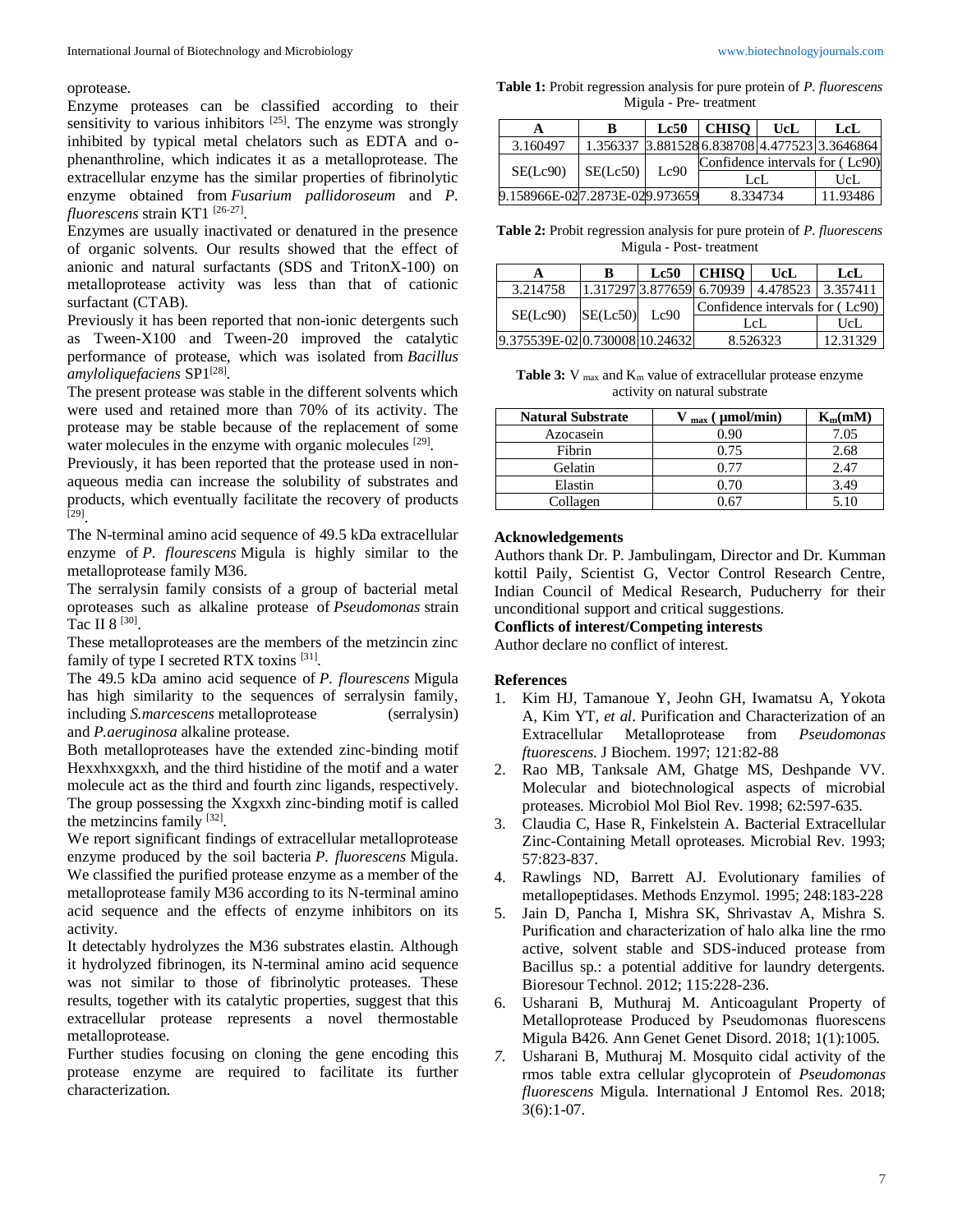oprotease.

Enzyme proteases can be classified according to their sensitivity to various inhibitors [25]. The enzyme was strongly inhibited by typical metal chelators such as EDTA and o-phenanthroline, which indicates it as a metalloprotease. The extracellular enzyme has the similar properties of fibrinolytic enzyme obtained from *Fusarium pallidoroseum* and *P. fluorescens* strain KT1 [26-27].

Enzymes are usually inactivated or denatured in the presence of organic solvents. Our results showed that the effect of anionic and natural surfactants (SDS and TritonX-100) on metalloprotease activity was less than that of cationic surfactant (CTAB).

Previously it has been reported that non-ionic detergents such as Tween-X100 and Tween-20 improved the catalytic performance of protease, which was isolated from *Bacillus amyloliquefaciens* SP1[28].

The present protease was stable in the different solvents which were used and retained more than 70% of its activity. The protease may be stable because of the replacement of some water molecules in the enzyme with organic molecules [29].

Previously, it has been reported that the protease used in non-aqueous media can increase the solubility of substrates and products, which eventually facilitate the recovery of products [29].

The N-terminal amino acid sequence of 49.5 kDa extracellular enzyme of *P. flourescens* Migula is highly similar to the metalloprotease family M36.

The serralysin family consists of a group of bacterial metal oproteases such as alkaline protease of *Pseudomonas* strain Tac II 8 [30].

These metalloproteases are the members of the metzincin zinc family of type I secreted RTX toxins [31].

The 49.5 kDa amino acid sequence of *P. flourescens* Migula has high similarity to the sequences of serralysin family, including *S.marcescens* metalloprotease (serralysin) and *P.aeruginosa* alkaline protease.

Both metalloproteases have the extended zinc-binding motif Hexxhxxgxxh, and the third histidine of the motif and a water molecule act as the third and fourth zinc ligands, respectively. The group possessing the Xxgxxh zinc-binding motif is called the metzincins family [32].

We report significant findings of extracellular metalloprotease enzyme produced by the soil bacteria *P. fluorescens* Migula. We classified the purified protease enzyme as a member of the metalloprotease family M36 according to its N-terminal amino acid sequence and the effects of enzyme inhibitors on its activity.

It detectably hydrolyzes the M36 substrates elastin. Although it hydrolyzed fibrinogen, its N-terminal amino acid sequence was not similar to those of fibrinolytic proteases. These results, together with its catalytic properties, suggest that this extracellular protease represents a novel thermostable metalloprotease.

Further studies focusing on cloning the gene encoding this protease enzyme are required to facilitate its further characterization.

**Table 1:** Probit regression analysis for pure protein of *P. fluorescens* Migula - Pre- treatment

| A | B | Lc50 | CHISQ | UcL | LcL |
|---|---|---|---|---|---|
| 3.160497 | 1.356337 | 3.881528 | 6.838708 | 4.477523 | 3.3646864 |
| SE(Lc90) | SE(Lc50) | Lc90 | Confidence intervals for ( Lc90) | | |
| | | | LcL | | UcL |
| 9.158966E-02 | 7.2873E-02 | 9.973659 | 8.334734 | | 11.93486 |

**Table 2:** Probit regression analysis for pure protein of *P. fluorescens* Migula - Post- treatment

| A | B | Lc50 | CHISQ | UcL | LcL |
|---|---|---|---|---|---|
| 3.214758 | 1.317297 | 3.877659 | 6.70939 | 4.478523 | 3.357411 |
| SE(Lc90) | SE(Lc50) | Lc90 | Confidence intervals for ( Lc90) | | |
| | | | LcL | | UcL |
| 9.375539E-02 | 0.730008 | 10.24632 | 8.526323 | | 12.31329 |

**Table 3:** $V_{max}$ and $K_m$ value of extracellular protease enzyme activity on natural substrate

| Natural Substrate | $V_{max}$ ( µmol/min) | $K_m$(mM) |
|---|---|---|
| Azocasein | 0.90 | 7.05 |
| Fibrin | 0.75 | 2.68 |
| Gelatin | 0.77 | 2.47 |
| Elastin | 0.70 | 3.49 |
| Collagen | 0.67 | 5.10 |

## Acknowledgements

Authors thank Dr. P. Jambulingam, Director and Dr. Kumman kottil Paily, Scientist G, Vector Control Research Centre, Indian Council of Medical Research, Puducherry for their unconditional support and critical suggestions.

## Conflicts of interest/Competing interests

Author declare no conflict of interest.

## References

1. Kim HJ, Tamanoue Y, Jeohn GH, Iwamatsu A, Yokota A, Kim YT, *et al*. Purification and Characterization of an Extracellular Metalloprotease from *Pseudomonas ftuorescens*. J Biochem. 1997; 121:82-88
2. Rao MB, Tanksale AM, Ghatge MS, Deshpande VV. Molecular and biotechnological aspects of microbial proteases. Microbiol Mol Biol Rev. 1998; 62:597-635.
3. Claudia C, Hase R, Finkelstein A. Bacterial Extracellular Zinc-Containing Metall oproteases. Microbial Rev. 1993; 57:823-837.
4. Rawlings ND, Barrett AJ. Evolutionary families of metallopeptidases. Methods Enzymol. 1995; 248:183-228
5. Jain D, Pancha I, Mishra SK, Shrivastav A, Mishra S. Purification and characterization of halo alka line the rmo active, solvent stable and SDS-induced protease from Bacillus sp.: a potential additive for laundry detergents. Bioresour Technol. 2012; 115:228-236.
6. Usharani B, Muthuraj M. Anticoagulant Property of Metalloprotease Produced by Pseudomonas fluorescens Migula B426. Ann Genet Genet Disord. 2018; 1(1):1005.
7. Usharani B, Muthuraj M. Mosquito cidal activity of the rmos table extra cellular glycoprotein of *Pseudomonas fluorescens* Migula. International J Entomol Res. 2018; 3(6):1-07.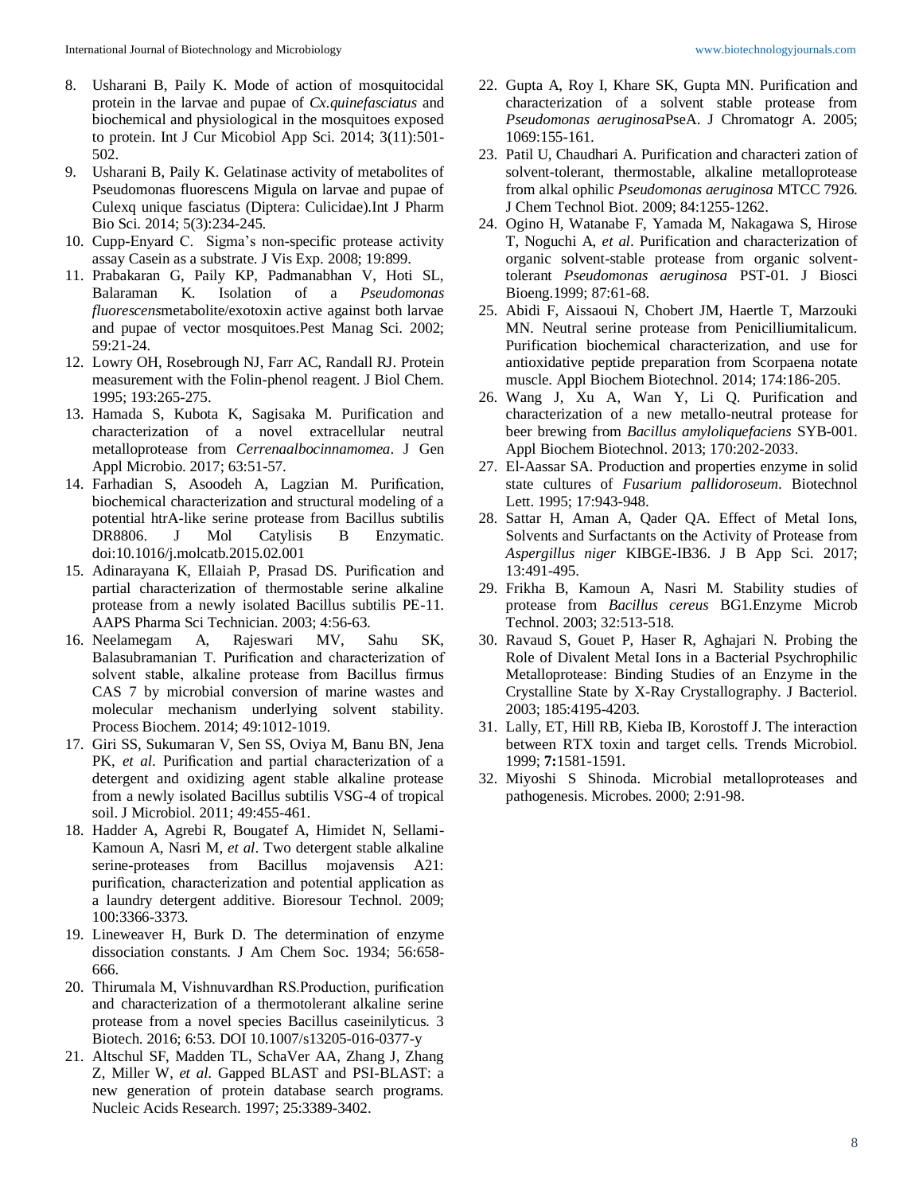8. Usharani B, Paily K. Mode of action of mosquitocidal protein in the larvae and pupae of *Cx.quinefasciatus* and biochemical and physiological in the mosquitoes exposed to protein. Int J Cur Micobiol App Sci. 2014; 3(11):501-502.
9. Usharani B, Paily K. Gelatinase activity of metabolites of Pseudomonas fluorescens Migula on larvae and pupae of Culexq unique fasciatus (Diptera: Culicidae).Int J Pharm Bio Sci. 2014; 5(3):234-245.
10. Cupp-Enyard C. Sigma's non-specific protease activity assay Casein as a substrate. J Vis Exp. 2008; 19:899.
11. Prabakaran G, Paily KP, Padmanabhan V, Hoti SL, Balaraman K. Isolation of a *Pseudomonas fluorescens*metabolite/exotoxin active against both larvae and pupae of vector mosquitoes.Pest Manag Sci. 2002; 59:21-24.
12. Lowry OH, Rosebrough NJ, Farr AC, Randall RJ. Protein measurement with the Folin-phenol reagent. J Biol Chem. 1995; 193:265-275.
13. Hamada S, Kubota K, Sagisaka M. Purification and characterization of a novel extracellular neutral metalloprotease from *Cerrenaalbocinnamomea*. J Gen Appl Microbio. 2017; 63:51-57.
14. Farhadian S, Asoodeh A, Lagzian M. Purification, biochemical characterization and structural modeling of a potential htrA-like serine protease from Bacillus subtilis DR8806. J Mol Catylisis B Enzymatic. doi:10.1016/j.molcatb.2015.02.001
15. Adinarayana K, Ellaiah P, Prasad DS. Purification and partial characterization of thermostable serine alkaline protease from a newly isolated Bacillus subtilis PE-11. AAPS Pharma Sci Technician. 2003; 4:56-63.
16. Neelamegam A, Rajeswari MV, Sahu SK, Balasubramanian T. Purification and characterization of solvent stable, alkaline protease from Bacillus firmus CAS 7 by microbial conversion of marine wastes and molecular mechanism underlying solvent stability. Process Biochem. 2014; 49:1012-1019.
17. Giri SS, Sukumaran V, Sen SS, Oviya M, Banu BN, Jena PK, *et al*. Purification and partial characterization of a detergent and oxidizing agent stable alkaline protease from a newly isolated Bacillus subtilis VSG-4 of tropical soil. J Microbiol. 2011; 49:455-461.
18. Hadder A, Agrebi R, Bougatef A, Himidet N, Sellami-Kamoun A, Nasri M, *et al*. Two detergent stable alkaline serine-proteases from Bacillus mojavensis A21: purification, characterization and potential application as a laundry detergent additive. Bioresour Technol. 2009; 100:3366-3373.
19. Lineweaver H, Burk D. The determination of enzyme dissociation constants. J Am Chem Soc. 1934; 56:658-666.
20. Thirumala M, Vishnuvardhan RS.Production, purification and characterization of a thermotolerant alkaline serine protease from a novel species Bacillus caseinilyticus. 3 Biotech. 2016; 6:53. DOI 10.1007/s13205-016-0377-y
21. Altschul SF, Madden TL, SchaVer AA, Zhang J, Zhang Z, Miller W, *et al*. Gapped BLAST and PSI-BLAST: a new generation of protein database search programs. Nucleic Acids Research. 1997; 25:3389-3402.
22. Gupta A, Roy I, Khare SK, Gupta MN. Purification and characterization of a solvent stable protease from *Pseudomonas aeruginosa*PseA. J Chromatogr A. 2005; 1069:155-161.
23. Patil U, Chaudhari A. Purification and characteri zation of solvent-tolerant, thermostable, alkaline metalloprotease from alkal ophilic *Pseudomonas aeruginosa* MTCC 7926. J Chem Technol Biot. 2009; 84:1255-1262.
24. Ogino H, Watanabe F, Yamada M, Nakagawa S, Hirose T, Noguchi A, *et al*. Purification and characterization of organic solvent-stable protease from organic solvent-tolerant *Pseudomonas aeruginosa* PST-01. J Biosci Bioeng.1999; 87:61-68.
25. Abidi F, Aissaoui N, Chobert JM, Haertle T, Marzouki MN. Neutral serine protease from Penicilliumitalicum. Purification biochemical characterization, and use for antioxidative peptide preparation from Scorpaena notate muscle. Appl Biochem Biotechnol. 2014; 174:186-205.
26. Wang J, Xu A, Wan Y, Li Q. Purification and characterization of a new metallo-neutral protease for beer brewing from *Bacillus amyloliquefaciens* SYB-001. Appl Biochem Biotechnol. 2013; 170:202-2033.
27. El-Aassar SA. Production and properties enzyme in solid state cultures of *Fusarium pallidoroseum*. Biotechnol Lett. 1995; 17:943-948.
28. Sattar H, Aman A, Qader QA. Effect of Metal Ions, Solvents and Surfactants on the Activity of Protease from *Aspergillus niger* KIBGE-IB36. J B App Sci. 2017; 13:491-495.
29. Frikha B, Kamoun A, Nasri M. Stability studies of protease from *Bacillus cereus* BG1.Enzyme Microb Technol. 2003; 32:513-518.
30. Ravaud S, Gouet P, Haser R, Aghajari N. Probing the Role of Divalent Metal Ions in a Bacterial Psychrophilic Metalloprotease: Binding Studies of an Enzyme in the Crystalline State by X-Ray Crystallography. J Bacteriol. 2003; 185:4195-4203.
31. Lally, ET, Hill RB, Kieba IB, Korostoff J. The interaction between RTX toxin and target cells. Trends Microbiol. 1999; **7:**1581-1591.
32. Miyoshi S Shinoda. Microbial metalloproteases and pathogenesis. Microbes. 2000; 2:91-98.